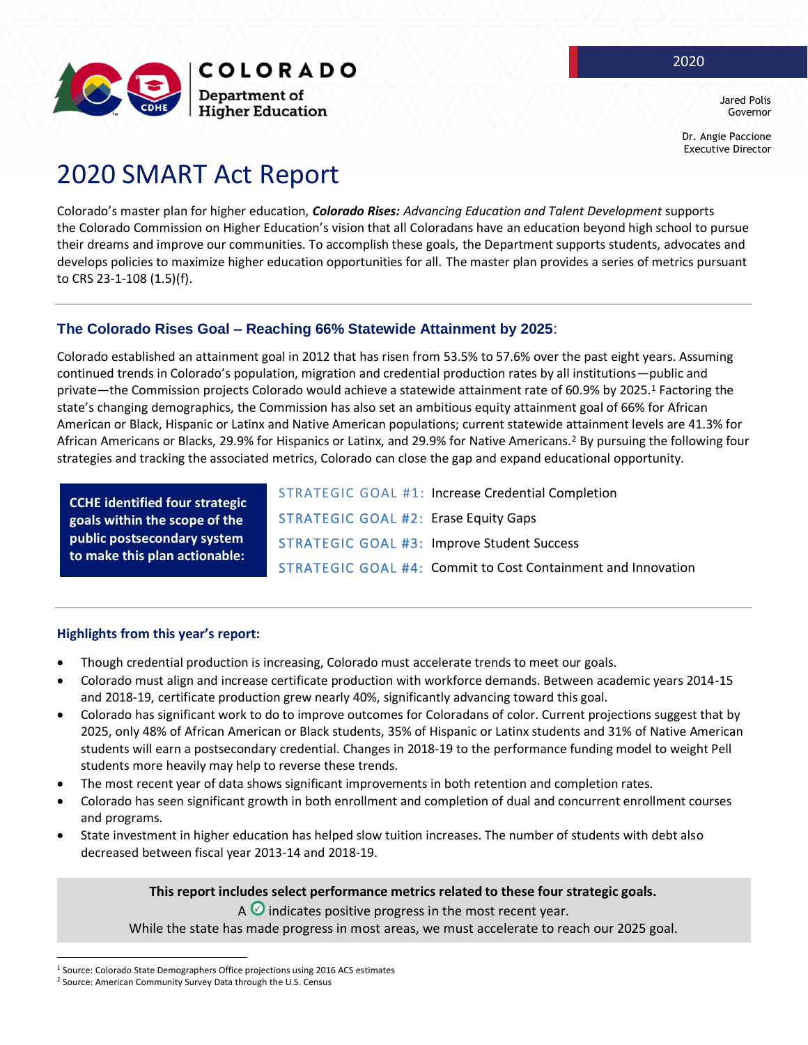COLORADO
Department of Higher Education

2020

Jared Polis
Governor

Dr. Angie Paccione
Executive Director

# 2020 SMART Act Report

Colorado's master plan for higher education, ***Colorado Rises:*** *Advancing Education and Talent Development* supports the Colorado Commission on Higher Education's vision that all Coloradans have an education beyond high school to pursue their dreams and improve our communities. To accomplish these goals, the Department supports students, advocates and develops policies to maximize higher education opportunities for all. The master plan provides a series of metrics pursuant to CRS 23-1-108 (1.5)(f).

## The Colorado Rises Goal – Reaching 66% Statewide Attainment by 2025:

Colorado established an attainment goal in 2012 that has risen from 53.5% to 57.6% over the past eight years. Assuming continued trends in Colorado's population, migration and credential production rates by all institutions—public and private—the Commission projects Colorado would achieve a statewide attainment rate of 60.9% by 2025.[1] Factoring the state's changing demographics, the Commission has also set an ambitious equity attainment goal of 66% for African American or Black, Hispanic or Latinx and Native American populations; current statewide attainment levels are 41.3% for African Americans or Blacks, 29.9% for Hispanics or Latinx, and 29.9% for Native Americans.[2] By pursuing the following four strategies and tracking the associated metrics, Colorado can close the gap and expand educational opportunity.

**CCHE identified four strategic goals within the scope of the public postsecondary system to make this plan actionable:**

- STRATEGIC GOAL #1: Increase Credential Completion
- STRATEGIC GOAL #2: Erase Equity Gaps
- STRATEGIC GOAL #3: Improve Student Success
- STRATEGIC GOAL #4: Commit to Cost Containment and Innovation

### Highlights from this year's report:

- Though credential production is increasing, Colorado must accelerate trends to meet our goals.
- Colorado must align and increase certificate production with workforce demands. Between academic years 2014-15 and 2018-19, certificate production grew nearly 40%, significantly advancing toward this goal.
- Colorado has significant work to do to improve outcomes for Coloradans of color. Current projections suggest that by 2025, only 48% of African American or Black students, 35% of Hispanic or Latinx students and 31% of Native American students will earn a postsecondary credential. Changes in 2018-19 to the performance funding model to weight Pell students more heavily may help to reverse these trends.
- The most recent year of data shows significant improvements in both retention and completion rates.
- Colorado has seen significant growth in both enrollment and completion of dual and concurrent enrollment courses and programs.
- State investment in higher education has helped slow tuition increases. The number of students with debt also decreased between fiscal year 2013-14 and 2018-19.

**This report includes select performance metrics related to these four strategic goals.**
A ✅ indicates positive progress in the most recent year.
While the state has made progress in most areas, we must accelerate to reach our 2025 goal.

[1] Source: Colorado State Demographers Office projections using 2016 ACS estimates
[2] Source: American Community Survey Data through the U.S. Census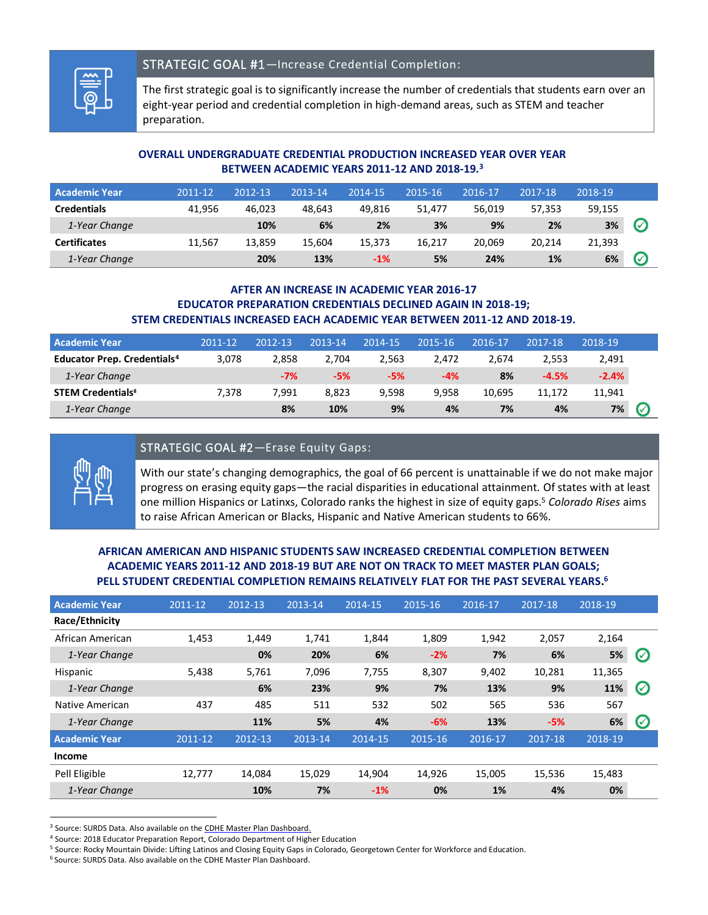## STRATEGIC GOAL #1—Increase Credential Completion:

The first strategic goal is to significantly increase the number of credentials that students earn over an eight-year period and credential completion in high-demand areas, such as STEM and teacher preparation.

**OVERALL UNDERGRADUATE CREDENTIAL PRODUCTION INCREASED YEAR OVER YEAR BETWEEN ACADEMIC YEARS 2011-12 AND 2018-19.**[3]

| Academic Year | 2011-12 | 2012-13 | 2013-14 | 2014-15 | 2015-16 | 2016-17 | 2017-18 | 2018-19 | |
|---|---|---|---|---|---|---|---|---|---|
| **Credentials** | 41,956 | 46,023 | 48,643 | 49,816 | 51,477 | 56,019 | 57,353 | 59,155 | |
| *1-Year Change* | | **10%** | **6%** | **2%** | **3%** | **9%** | **2%** | **3%** | ✓ |
| **Certificates** | 11,567 | 13,859 | 15,604 | 15,373 | 16,217 | 20,069 | 20,214 | 21,393 | |
| *1-Year Change* | | **20%** | **13%** | **-1%** | **5%** | **24%** | **1%** | **6%** | ✓ |

**AFTER AN INCREASE IN ACADEMIC YEAR 2016-17 EDUCATOR PREPARATION CREDENTIALS DECLINED AGAIN IN 2018-19; STEM CREDENTIALS INCREASED EACH ACADEMIC YEAR BETWEEN 2011-12 AND 2018-19.**

| Academic Year | 2011-12 | 2012-13 | 2013-14 | 2014-15 | 2015-16 | 2016-17 | 2017-18 | 2018-19 | |
|---|---|---|---|---|---|---|---|---|---|
| **Educator Prep. Credentials**[4] | 3,078 | 2,858 | 2,704 | 2,563 | 2,472 | 2,674 | 2,553 | 2,491 | |
| *1-Year Change* | | **-7%** | **-5%** | **-5%** | **-4%** | **8%** | **-4.5%** | **-2.4%** | |
| **STEM Credentials**[8] | 7,378 | 7,991 | 8,823 | 9,598 | 9,958 | 10,695 | 11,172 | 11,941 | |
| *1-Year Change* | | **8%** | **10%** | **9%** | **4%** | **7%** | **4%** | **7%** | ✓ |

## STRATEGIC GOAL #2—Erase Equity Gaps:

With our state's changing demographics, the goal of 66 percent is unattainable if we do not make major progress on erasing equity gaps—the racial disparities in educational attainment. Of states with at least one million Hispanics or Latinxs, Colorado ranks the highest in size of equity gaps.[5] *Colorado Rises* aims to raise African American or Blacks, Hispanic and Native American students to 66%.

**AFRICAN AMERICAN AND HISPANIC STUDENTS SAW INCREASED CREDENTIAL COMPLETION BETWEEN ACADEMIC YEARS 2011-12 AND 2018-19 BUT ARE NOT ON TRACK TO MEET MASTER PLAN GOALS; PELL STUDENT CREDENTIAL COMPLETION REMAINS RELATIVELY FLAT FOR THE PAST SEVERAL YEARS.**[6]

| Academic Year | 2011-12 | 2012-13 | 2013-14 | 2014-15 | 2015-16 | 2016-17 | 2017-18 | 2018-19 | |
|---|---|---|---|---|---|---|---|---|---|
| **Race/Ethnicity** | | | | | | | | | |
| African American | 1,453 | 1,449 | 1,741 | 1,844 | 1,809 | 1,942 | 2,057 | 2,164 | |
| *1-Year Change* | | **0%** | **20%** | **6%** | **-2%** | **7%** | **6%** | **5%** | ✓ |
| Hispanic | 5,438 | 5,761 | 7,096 | 7,755 | 8,307 | 9,402 | 10,281 | 11,365 | |
| *1-Year Change* | | **6%** | **23%** | **9%** | **7%** | **13%** | **9%** | **11%** | ✓ |
| Native American | 437 | 485 | 511 | 532 | 502 | 565 | 536 | 567 | |
| *1-Year Change* | | **11%** | **5%** | **4%** | **-6%** | **13%** | **-5%** | **6%** | ✓ |
| **Academic Year** | **2011-12** | **2012-13** | **2013-14** | **2014-15** | **2015-16** | **2016-17** | **2017-18** | **2018-19** | |
| **Income** | | | | | | | | | |
| Pell Eligible | 12,777 | 14,084 | 15,029 | 14,904 | 14,926 | 15,005 | 15,536 | 15,483 | |
| *1-Year Change* | | **10%** | **7%** | **-1%** | **0%** | **1%** | **4%** | **0%** | |

---

[3] Source: SURDS Data. Also available on the CDHE Master Plan Dashboard.

[4] Source: 2018 Educator Preparation Report, Colorado Department of Higher Education

[5] Source: Rocky Mountain Divide: Lifting Latinos and Closing Equity Gaps in Colorado, Georgetown Center for Workforce and Education.

[6] Source: SURDS Data. Also available on the CDHE Master Plan Dashboard.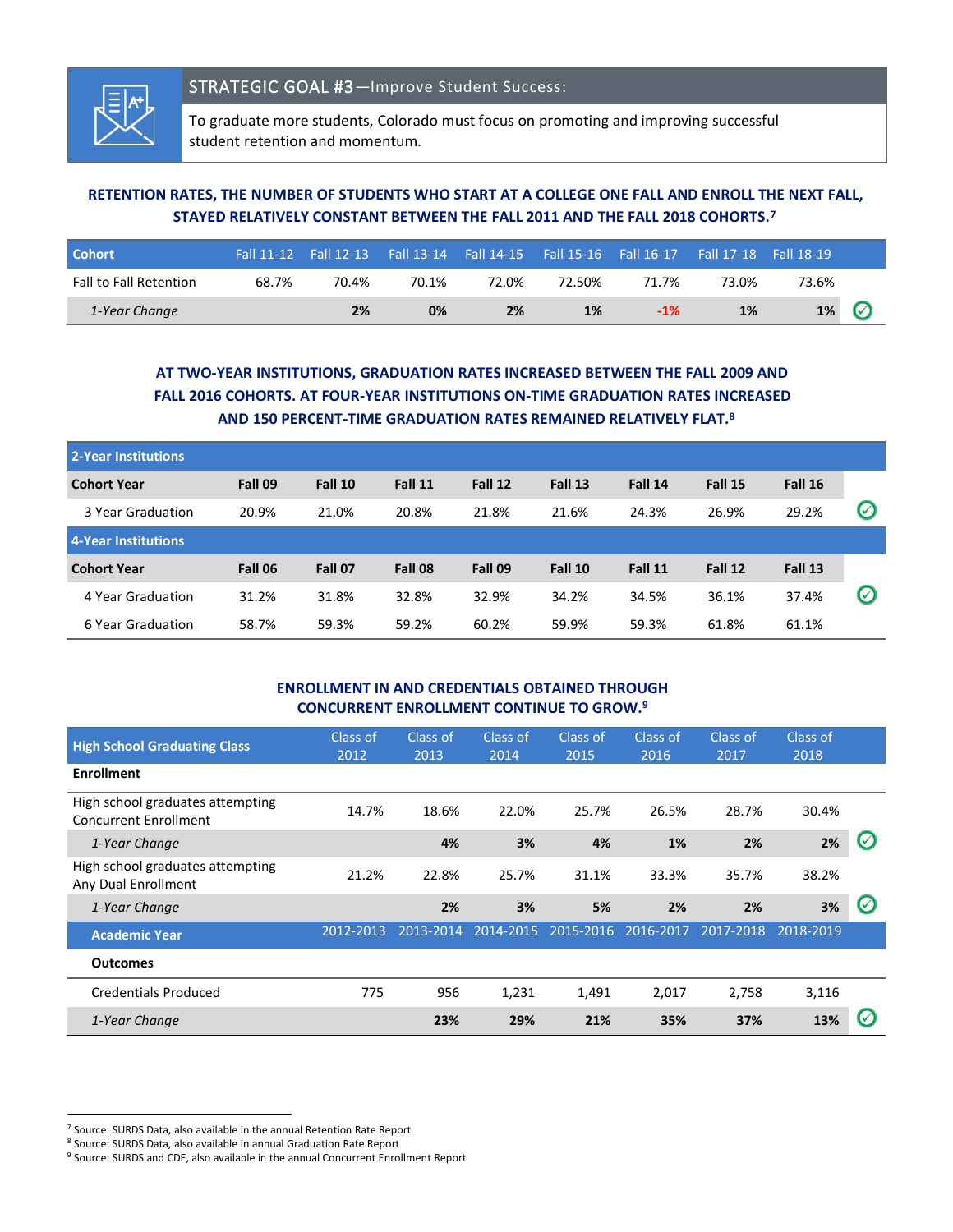## STRATEGIC GOAL #3—Improve Student Success:

To graduate more students, Colorado must focus on promoting and improving successful student retention and momentum.

### RETENTION RATES, THE NUMBER OF STUDENTS WHO START AT A COLLEGE ONE FALL AND ENROLL THE NEXT FALL, STAYED RELATIVELY CONSTANT BETWEEN THE FALL 2011 AND THE FALL 2018 COHORTS.[7]

| Cohort | Fall 11-12 | Fall 12-13 | Fall 13-14 | Fall 14-15 | Fall 15-16 | Fall 16-17 | Fall 17-18 | Fall 18-19 | |
|---|---|---|---|---|---|---|---|---|---|
| Fall to Fall Retention | 68.7% | 70.4% | 70.1% | 72.0% | 72.50% | 71.7% | 73.0% | 73.6% | |
| *1-Year Change* | | **2%** | **0%** | **2%** | **1%** | **-1%** | **1%** | **1%** | ✓ |

### AT TWO-YEAR INSTITUTIONS, GRADUATION RATES INCREASED BETWEEN THE FALL 2009 AND FALL 2016 COHORTS. AT FOUR-YEAR INSTITUTIONS ON-TIME GRADUATION RATES INCREASED AND 150 PERCENT-TIME GRADUATION RATES REMAINED RELATIVELY FLAT.[8]

| **2-Year Institutions** | | | | | | | | | |
|---|---|---|---|---|---|---|---|---|---|
| **Cohort Year** | **Fall 09** | **Fall 10** | **Fall 11** | **Fall 12** | **Fall 13** | **Fall 14** | **Fall 15** | **Fall 16** | |
| 3 Year Graduation | 20.9% | 21.0% | 20.8% | 21.8% | 21.6% | 24.3% | 26.9% | 29.2% | ✓ |
| **4-Year Institutions** | | | | | | | | | |
| **Cohort Year** | **Fall 06** | **Fall 07** | **Fall 08** | **Fall 09** | **Fall 10** | **Fall 11** | **Fall 12** | **Fall 13** | |
| 4 Year Graduation | 31.2% | 31.8% | 32.8% | 32.9% | 34.2% | 34.5% | 36.1% | 37.4% | ✓ |
| 6 Year Graduation | 58.7% | 59.3% | 59.2% | 60.2% | 59.9% | 59.3% | 61.8% | 61.1% | |

### ENROLLMENT IN AND CREDENTIALS OBTAINED THROUGH CONCURRENT ENROLLMENT CONTINUE TO GROW.[9]

| High School Graduating Class | Class of 2012 | Class of 2013 | Class of 2014 | Class of 2015 | Class of 2016 | Class of 2017 | Class of 2018 | |
|---|---|---|---|---|---|---|---|---|
| **Enrollment** | | | | | | | | |
| High school graduates attempting Concurrent Enrollment | 14.7% | 18.6% | 22.0% | 25.7% | 26.5% | 28.7% | 30.4% | |
| *1-Year Change* | | **4%** | **3%** | **4%** | **1%** | **2%** | **2%** | ✓ |
| High school graduates attempting Any Dual Enrollment | 21.2% | 22.8% | 25.7% | 31.1% | 33.3% | 35.7% | 38.2% | |
| *1-Year Change* | | **2%** | **3%** | **5%** | **2%** | **2%** | **3%** | ✓ |
| **Academic Year** | 2012-2013 | 2013-2014 | 2014-2015 | 2015-2016 | 2016-2017 | 2017-2018 | 2018-2019 | |
| **Outcomes** | | | | | | | | |
| Credentials Produced | 775 | 956 | 1,231 | 1,491 | 2,017 | 2,758 | 3,116 | |
| *1-Year Change* | | **23%** | **29%** | **21%** | **35%** | **37%** | **13%** | ✓ |

[7] Source: SURDS Data, also available in the annual Retention Rate Report
[8] Source: SURDS Data, also available in annual Graduation Rate Report
[9] Source: SURDS and CDE, also available in the annual Concurrent Enrollment Report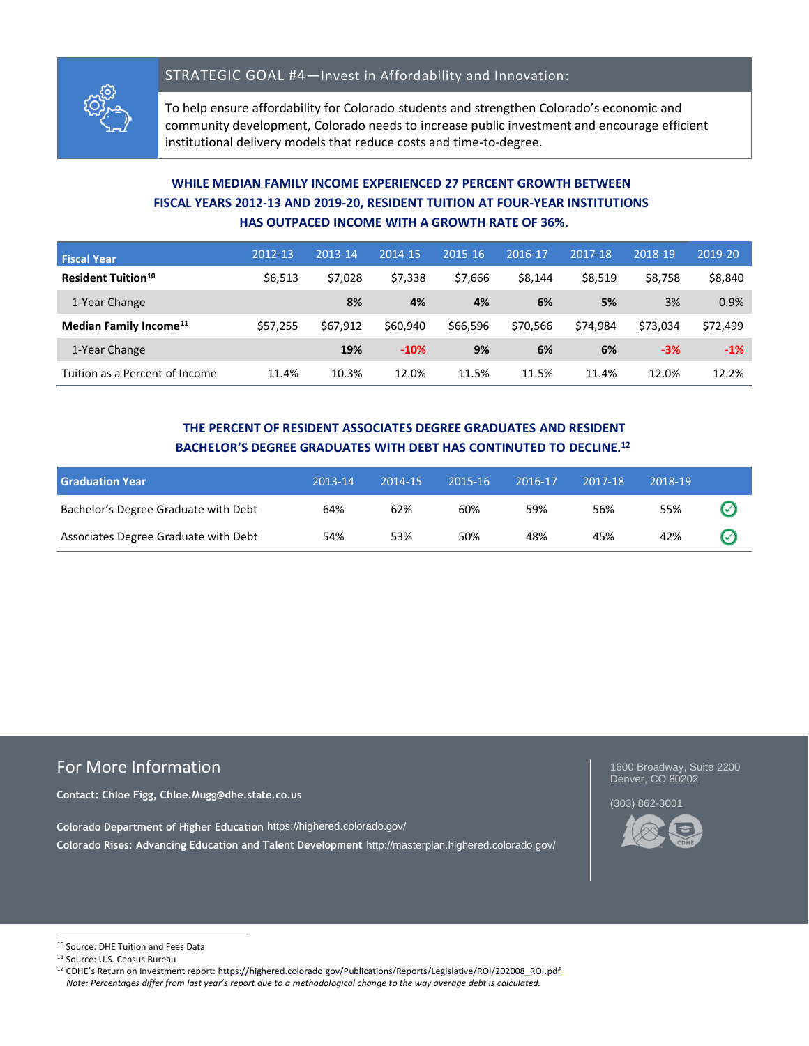## STRATEGIC GOAL #4—Invest in Affordability and Innovation:

To help ensure affordability for Colorado students and strengthen Colorado's economic and community development, Colorado needs to increase public investment and encourage efficient institutional delivery models that reduce costs and time-to-degree.

### WHILE MEDIAN FAMILY INCOME EXPERIENCED 27 PERCENT GROWTH BETWEEN FISCAL YEARS 2012-13 AND 2019-20, RESIDENT TUITION AT FOUR-YEAR INSTITUTIONS HAS OUTPACED INCOME WITH A GROWTH RATE OF 36%.

| Fiscal Year | 2012-13 | 2013-14 | 2014-15 | 2015-16 | 2016-17 | 2017-18 | 2018-19 | 2019-20 |
|---|---|---|---|---|---|---|---|---|
| **Resident Tuition[10]** | $6,513 | $7,028 | $7,338 | $7,666 | $8,144 | $8,519 | $8,758 | $8,840 |
| 1-Year Change | | **8%** | **4%** | **4%** | **6%** | **5%** | 3% | 0.9% |
| **Median Family Income[11]** | $57,255 | $67,912 | $60,940 | $66,596 | $70,566 | $74,984 | $73,034 | $72,499 |
| 1-Year Change | | **19%** | **-10%** | **9%** | **6%** | **6%** | **-3%** | **-1%** |
| Tuition as a Percent of Income | 11.4% | 10.3% | 12.0% | 11.5% | 11.5% | 11.4% | 12.0% | 12.2% |

### THE PERCENT OF RESIDENT ASSOCIATES DEGREE GRADUATES AND RESIDENT BACHELOR'S DEGREE GRADUATES WITH DEBT HAS CONTINUTED TO DECLINE.[12]

| Graduation Year | 2013-14 | 2014-15 | 2015-16 | 2016-17 | 2017-18 | 2018-19 | |
|---|---|---|---|---|---|---|---|
| Bachelor's Degree Graduate with Debt | 64% | 62% | 60% | 59% | 56% | 55% | ✓ |
| Associates Degree Graduate with Debt | 54% | 53% | 50% | 48% | 45% | 42% | ✓ |

## For More Information

**Contact: Chloe Figg, Chloe.Mugg@dhe.state.co.us**

**Colorado Department of Higher Education** https://highered.colorado.gov/

**Colorado Rises: Advancing Education and Talent Development** http://masterplan.highered.colorado.gov/

1600 Broadway, Suite 2200
Denver, CO 80202

(303) 862-3001

---

[10] Source: DHE Tuition and Fees Data

[11] Source: U.S. Census Bureau

[12] CDHE's Return on Investment report: https://highered.colorado.gov/Publications/Reports/Legislative/ROI/202008_ROI.pdf
*Note: Percentages differ from last year's report due to a methodological change to the way average debt is calculated.*